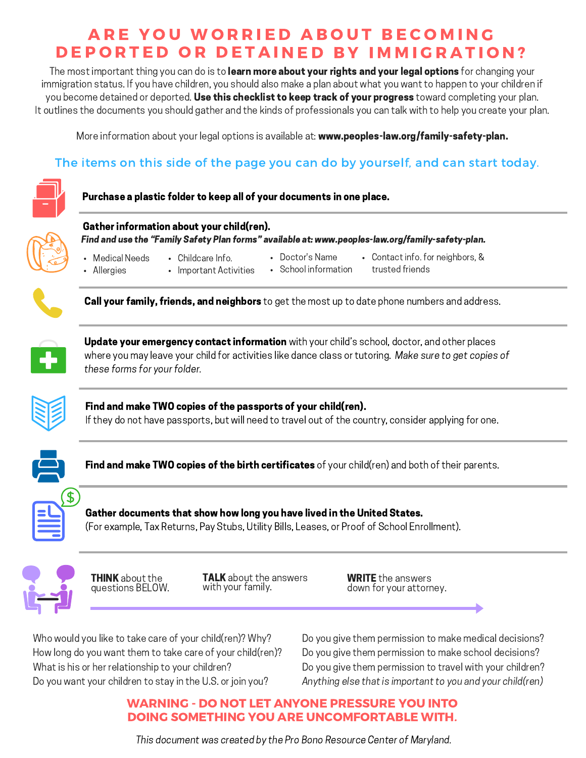# ARE YOU WORRIED ABOUT BECOMING DEPORTED OR DETAINED BY IMMIGRATION?

The most important thing you can do is to **learn more about your rights and your legal options** for changing your immigration status. If you have children, you should also make a plan about what you want to happen to your children if you become detained or deported. **Use this checklist to keep track of your progress** toward completing your plan. It outlines the documents you should gather and the kinds of professionals you can talk with to help you create your plan.

More information about your legal options is available at: **www.peoples-law.org/family-safety-plan.**

## The items on this side of the page you can do by yourself, and can start today.

**Purchase a plastic folder to keep all of your documents in one place.**

---

**Gather information about your child(ren).**

***Find and use the "Family Safety Plan forms" available at: www.peoples-law.org/family-safety-plan.***

- Medical Needs
- Allergies
- Childcare Info.
- Important Activities
- Doctor's Name
- School information
- Contact info. for neighbors, & trusted friends

---

**Call your family, friends, and neighbors** to get the most up to date phone numbers and address.

---

**Update your emergency contact information** with your child's school, doctor, and other places where you may leave your child for activities like dance class or tutoring. *Make sure to get copies of these forms for your folder.*

---

**Find and make TWO copies of the passports of your child(ren).**

If they do not have passports, but will need to travel out of the country, consider applying for one.

---

**Find and make TWO copies of the birth certificates** of your child(ren) and both of their parents.

---

**Gather documents that show how long you have lived in the United States.**

(For example, Tax Returns, Pay Stubs, Utility Bills, Leases, or Proof of School Enrollment).

---

**THINK** about the questions BELOW. → **TALK** about the answers with your family. → **WRITE** the answers down for your attorney.

Who would you like to take care of your child(ren)? Why?
How long do you want them to take care of your child(ren)?
What is his or her relationship to your children?
Do you want your children to stay in the U.S. or join you?
Do you give them permission to make medical decisions?
Do you give them permission to make school decisions?
Do you give them permission to travel with your children?
*Anything else that is important to you and your child(ren)*

**WARNING - DO NOT LET ANYONE PRESSURE YOU INTO DOING SOMETHING YOU ARE UNCOMFORTABLE WITH.**

*This document was created by the Pro Bono Resource Center of Maryland.*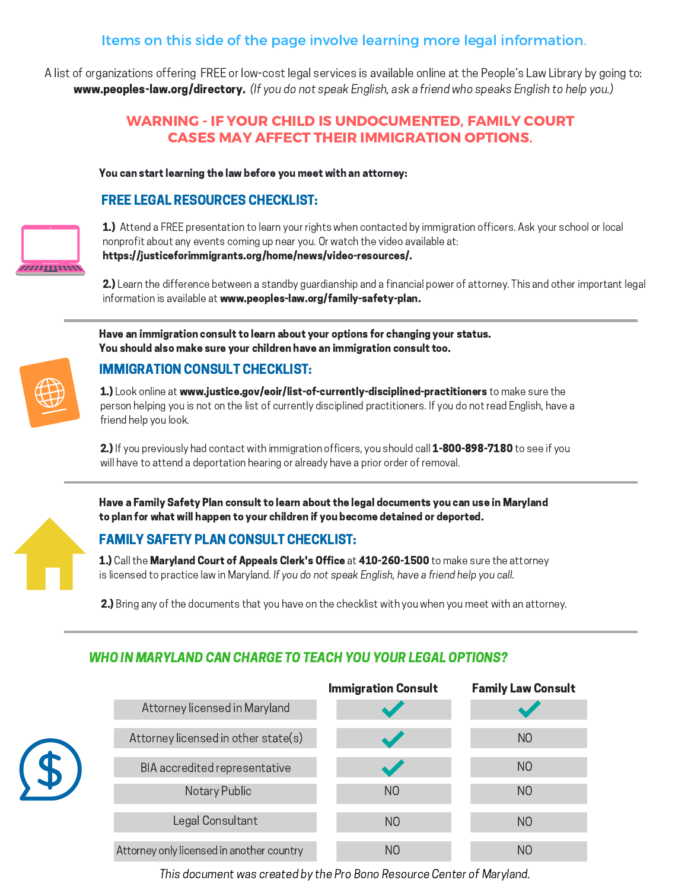Items on this side of the page involve learning more legal information.

A list of organizations offering FREE or low-cost legal services is available online at the People's Law Library by going to: **www.peoples-law.org/directory.** *(If you do not speak English, ask a friend who speaks English to help you.)*

**WARNING - IF YOUR CHILD IS UNDOCUMENTED, FAMILY COURT CASES MAY AFFECT THEIR IMMIGRATION OPTIONS.**

**You can start learning the law before you meet with an attorney:**

## FREE LEGAL RESOURCES CHECKLIST:

**1.)** Attend a FREE presentation to learn your rights when contacted by immigration officers. Ask your school or local nonprofit about any events coming up near you. Or watch the video available at: **https://justiceforimmigrants.org/home/news/video-resources/.**

**2.)** Learn the difference between a standby guardianship and a financial power of attorney. This and other important legal information is available at **www.peoples-law.org/family-safety-plan.**

---

**Have an immigration consult to learn about your options for changing your status. You should also make sure your children have an immigration consult too.**

## IMMIGRATION CONSULT CHECKLIST:

**1.)** Look online at **www.justice.gov/eoir/list-of-currently-disciplined-practitioners** to make sure the person helping you is not on the list of currently disciplined practitioners. If you do not read English, have a friend help you look.

**2.)** If you previously had contact with immigration officers, you should call **1-800-898-7180** to see if you will have to attend a deportation hearing or already have a prior order of removal.

---

**Have a Family Safety Plan consult to learn about the legal documents you can use in Maryland to plan for what will happen to your children if you become detained or deported.**

## FAMILY SAFETY PLAN CONSULT CHECKLIST:

**1.)** Call the **Maryland Court of Appeals Clerk's Office** at **410-260-1500** to make sure the attorney is licensed to practice law in Maryland. *If you do not speak English, have a friend help you call.*

**2.)** Bring any of the documents that you have on the checklist with you when you meet with an attorney.

---

## *WHO IN MARYLAND CAN CHARGE TO TEACH YOU YOUR LEGAL OPTIONS?*

| | Immigration Consult | Family Law Consult |
|---|---|---|
| Attorney licensed in Maryland | ✓ | ✓ |
| Attorney licensed in other state(s) | ✓ | NO |
| BIA accredited representative | ✓ | NO |
| Notary Public | NO | NO |
| Legal Consultant | NO | NO |
| Attorney only licensed in another country | NO | NO |

*This document was created by the Pro Bono Resource Center of Maryland.*